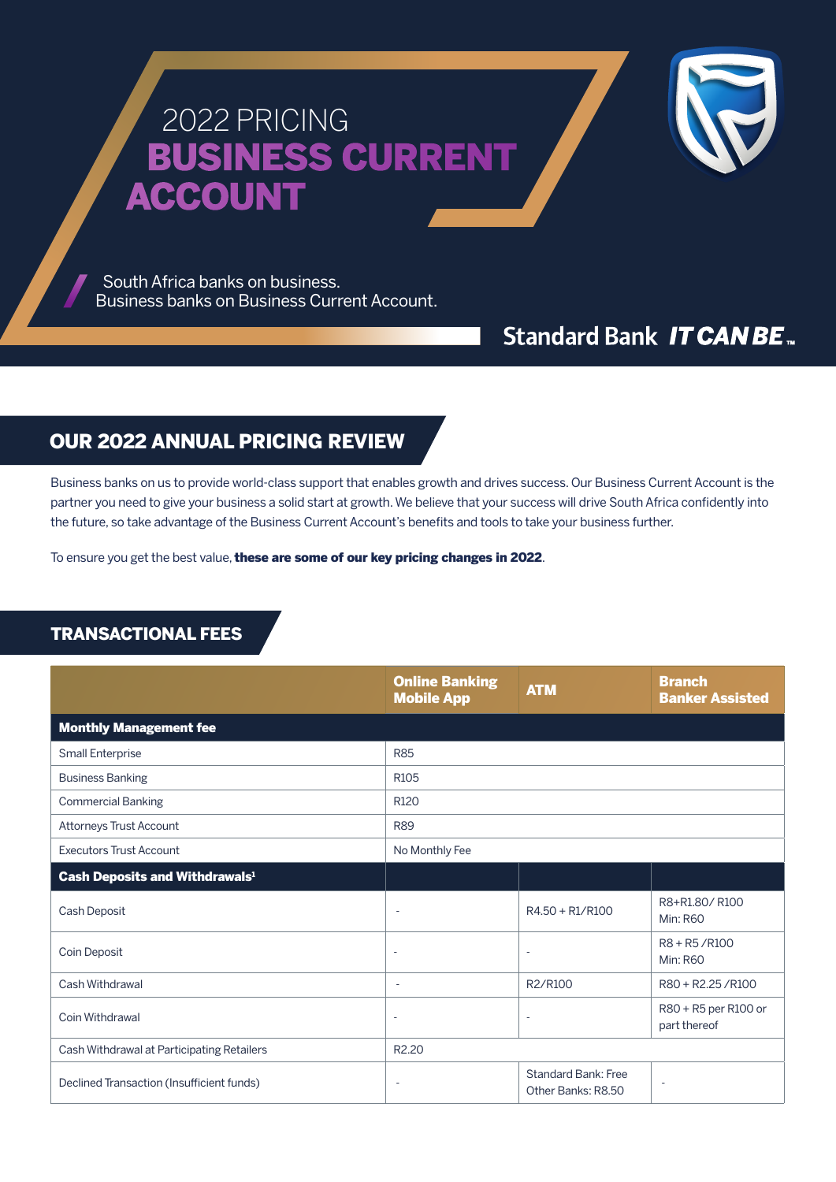# 2022 PRICING BUSINESS CURRENT ACCOUNT

South Africa banks on business.
Business banks on Business Current Account.

Standard Bank *IT CAN BE*™

## OUR 2022 ANNUAL PRICING REVIEW

Business banks on us to provide world-class support that enables growth and drives success. Our Business Current Account is the partner you need to give your business a solid start at growth. We believe that your success will drive South Africa confidently into the future, so take advantage of the Business Current Account's benefits and tools to take your business further.

To ensure you get the best value, **these are some of our key pricing changes in 2022**.

## TRANSACTIONAL FEES

| | Online Banking Mobile App | ATM | Branch Banker Assisted |
|---|---|---|---|
| **Monthly Management fee** | | | |
| Small Enterprise | R85 | | |
| Business Banking | R105 | | |
| Commercial Banking | R120 | | |
| Attorneys Trust Account | R89 | | |
| Executors Trust Account | No Monthly Fee | | |
| **Cash Deposits and Withdrawals[1]** | | | |
| Cash Deposit | - | R4.50 + R1/R100 | R8+R1.80/ R100 Min: R60 |
| Coin Deposit | - | - | R8 + R5 /R100 Min: R60 |
| Cash Withdrawal | - | R2/R100 | R80 + R2.25 /R100 |
| Coin Withdrawal | - | - | R80 + R5 per R100 or part thereof |
| Cash Withdrawal at Participating Retailers | R2.20 | | |
| Declined Transaction (Insufficient funds) | - | Standard Bank: Free Other Banks: R8.50 | - |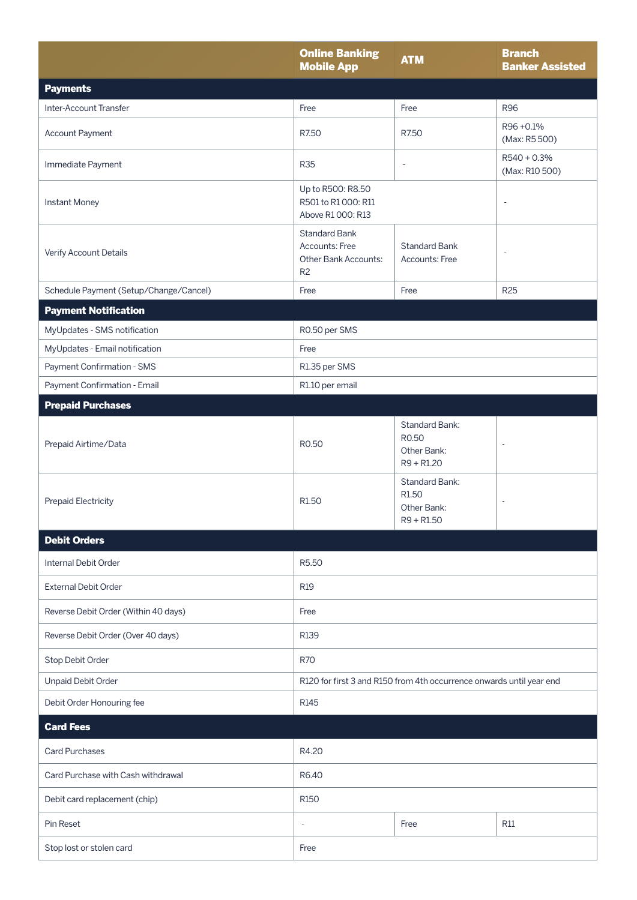| | Online Banking Mobile App | ATM | Branch Banker Assisted |
|---|---|---|---|
| **Payments** | | | |
| Inter-Account Transfer | Free | Free | R96 |
| Account Payment | R7.50 | R7.50 | R96 +0.1% (Max: R5 500) |
| Immediate Payment | R35 | - | R540 + 0.3% (Max: R10 500) |
| Instant Money | Up to R500: R8.50 R501 to R1 000: R11 Above R1 000: R13 | | - |
| Verify Account Details | Standard Bank Accounts: Free Other Bank Accounts: R2 | Standard Bank Accounts: Free | - |
| Schedule Payment (Setup/Change/Cancel) | Free | Free | R25 |
| **Payment Notification** | | | |
| MyUpdates - SMS notification | R0.50 per SMS | | |
| MyUpdates - Email notification | Free | | |
| Payment Confirmation - SMS | R1.35 per SMS | | |
| Payment Confirmation - Email | R1.10 per email | | |
| **Prepaid Purchases** | | | |
| Prepaid Airtime/Data | R0.50 | Standard Bank: R0.50 Other Bank: R9 + R1.20 | - |
| Prepaid Electricity | R1.50 | Standard Bank: R1.50 Other Bank: R9 + R1.50 | - |
| **Debit Orders** | | | |
| Internal Debit Order | R5.50 | | |
| External Debit Order | R19 | | |
| Reverse Debit Order (Within 40 days) | Free | | |
| Reverse Debit Order (Over 40 days) | R139 | | |
| Stop Debit Order | R70 | | |
| Unpaid Debit Order | R120 for first 3 and R150 from 4th occurrence onwards until year end | | |
| Debit Order Honouring fee | R145 | | |
| **Card Fees** | | | |
| Card Purchases | R4.20 | | |
| Card Purchase with Cash withdrawal | R6.40 | | |
| Debit card replacement (chip) | R150 | | |
| Pin Reset | - | Free | R11 |
| Stop lost or stolen card | Free | | |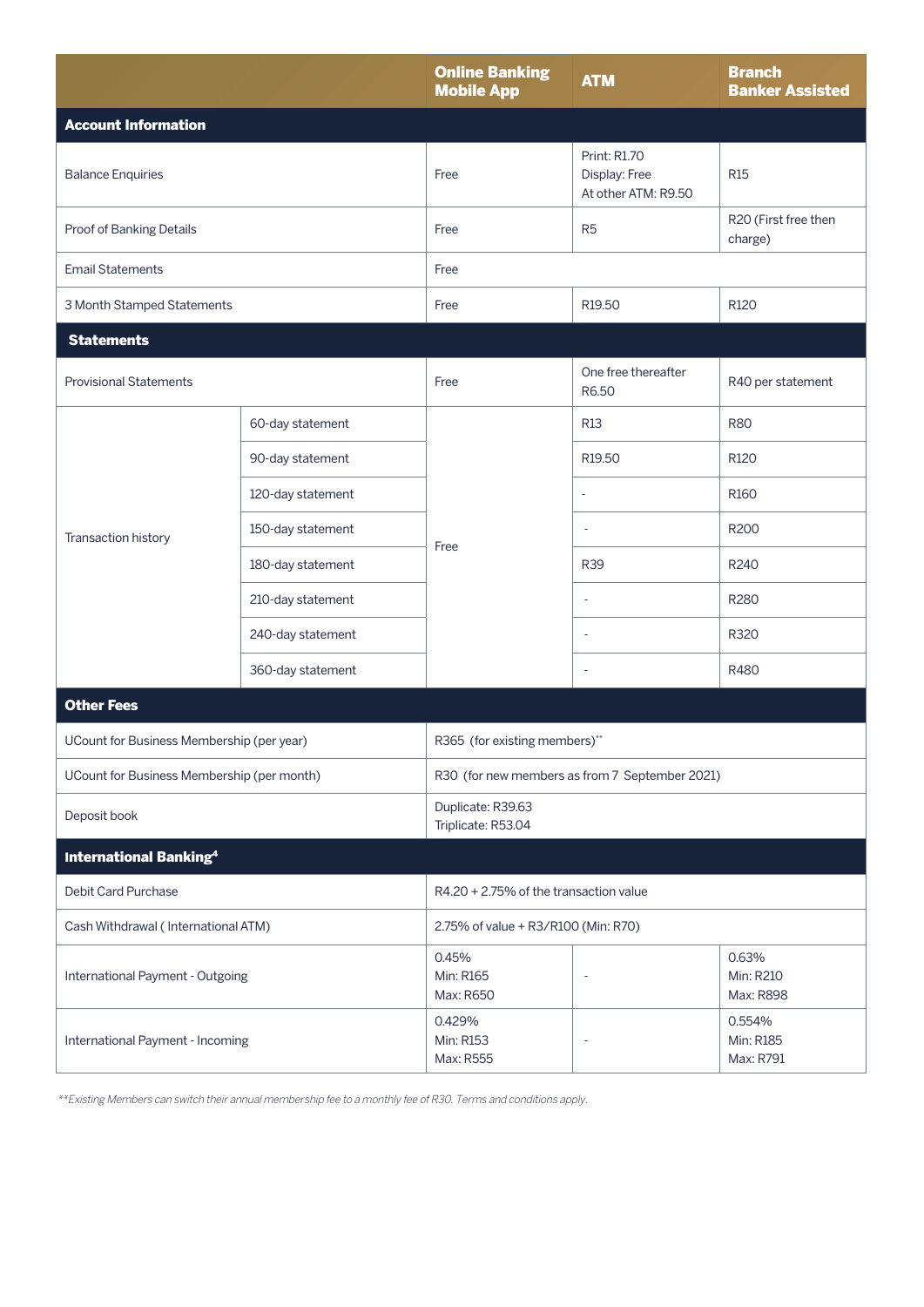| | | Online Banking Mobile App | ATM | Branch Banker Assisted |
|---|---|---|---|---|
| **Account Information** | | | | |
| Balance Enquiries | | Free | Print: R1.70<br>Display: Free<br>At other ATM: R9.50 | R15 |
| Proof of Banking Details | | Free | R5 | R20 (First free then charge) |
| Email Statements | | Free | | |
| 3 Month Stamped Statements | | Free | R19.50 | R120 |
| **Statements** | | | | |
| Provisional Statements | | Free | One free thereafter R6.50 | R40 per statement |
| Transaction history | 60-day statement | Free | R13 | R80 |
| | 90-day statement | | R19.50 | R120 |
| | 120-day statement | | - | R160 |
| | 150-day statement | | - | R200 |
| | 180-day statement | | R39 | R240 |
| | 210-day statement | | - | R280 |
| | 240-day statement | | - | R320 |
| | 360-day statement | | - | R480 |
| **Other Fees** | | | | |
| UCount for Business Membership (per year) | | R365 (for existing members)** | | |
| UCount for Business Membership (per month) | | R30 (for new members as from 7 September 2021) | | |
| Deposit book | | Duplicate: R39.63<br>Triplicate: R53.04 | | |
| **International Banking[4]** | | | | |
| Debit Card Purchase | | R4.20 + 2.75% of the transaction value | | |
| Cash Withdrawal ( International ATM) | | 2.75% of value + R3/R100 (Min: R70) | | |
| International Payment - Outgoing | | 0.45%<br>Min: R165<br>Max: R650 | - | 0.63%<br>Min: R210<br>Max: R898 |
| International Payment - Incoming | | 0.429%<br>Min: R153<br>Max: R555 | - | 0.554%<br>Min: R185<br>Max: R791 |

*\*\*Existing Members can switch their annual membership fee to a monthly fee of R30. Terms and conditions apply.*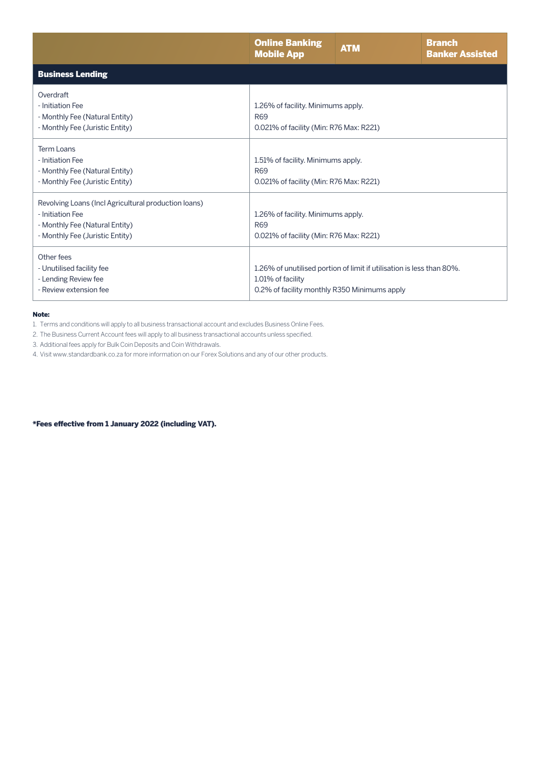| | Online Banking Mobile App | ATM | Branch Banker Assisted |
|---|---|---|---|
| **Business Lending** | | | |
| Overdraft<br>- Initiation Fee<br>- Monthly Fee (Natural Entity)<br>- Monthly Fee (Juristic Entity) | 1.26% of facility. Minimums apply.<br>R69<br>0.021% of facility (Min: R76 Max: R221) | | |
| Term Loans<br>- Initiation Fee<br>- Monthly Fee (Natural Entity)<br>- Monthly Fee (Juristic Entity) | 1.51% of facility. Minimums apply.<br>R69<br>0.021% of facility (Min: R76 Max: R221) | | |
| Revolving Loans (Incl Agricultural production loans)<br>- Initiation Fee<br>- Monthly Fee (Natural Entity)<br>- Monthly Fee (Juristic Entity) | 1.26% of facility. Minimums apply.<br>R69<br>0.021% of facility (Min: R76 Max: R221) | | |
| Other fees<br>- Unutilised facility fee<br>- Lending Review fee<br>- Review extension fee | 1.26% of unutilised portion of limit if utilisation is less than 80%.<br>1.01% of facility<br>0.2% of facility monthly R350 Minimums apply | | |

**Note:**

1. Terms and conditions will apply to all business transactional account and excludes Business Online Fees.
2. The Business Current Account fees will apply to all business transactional accounts unless specified.
3. Additional fees apply for Bulk Coin Deposits and Coin Withdrawals.
4. Visit www.standardbank.co.za for more information on our Forex Solutions and any of our other products.

**\*Fees effective from 1 January 2022 (including VAT).**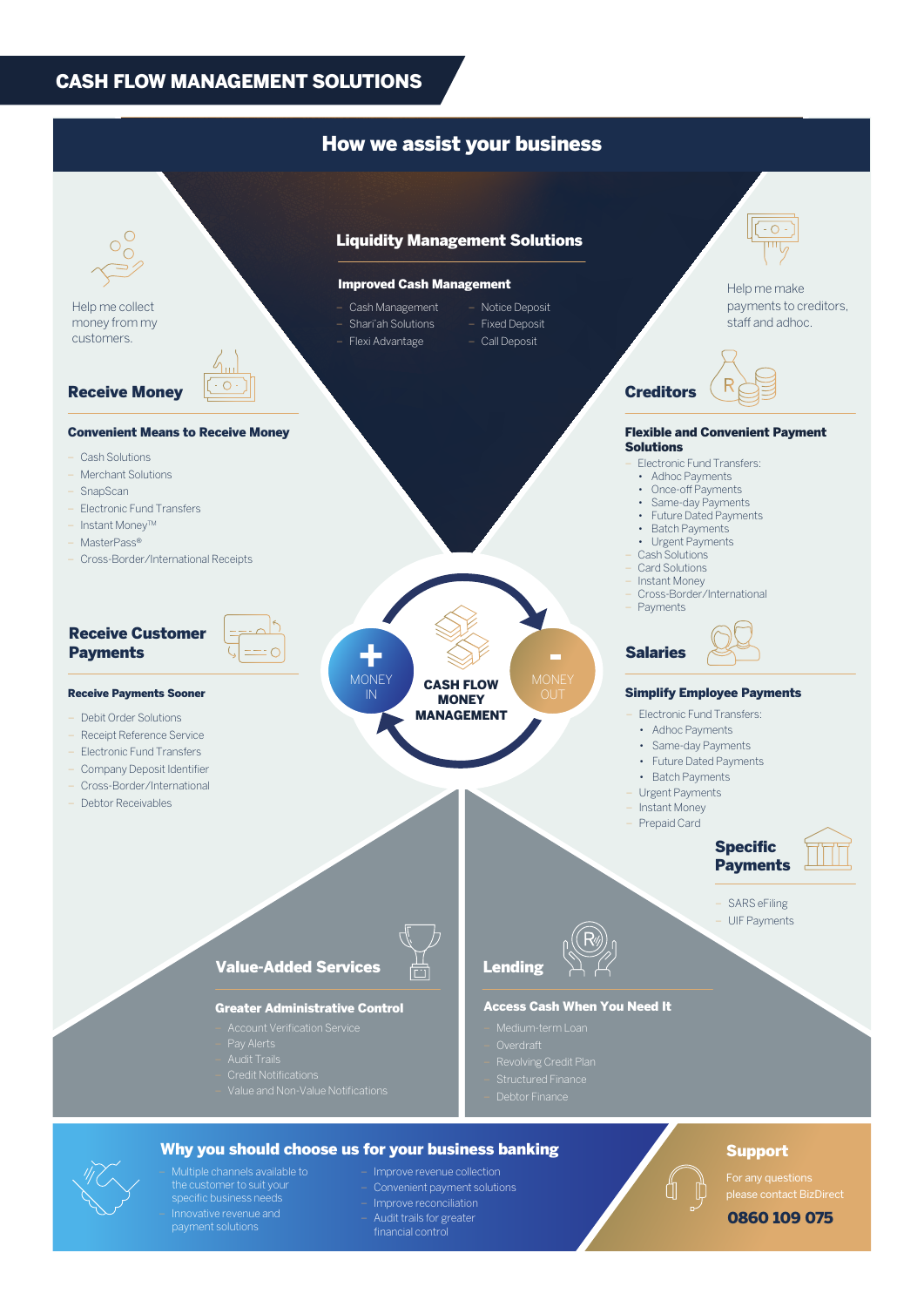# CASH FLOW MANAGEMENT SOLUTIONS

## How we assist your business

### Liquidity Management Solutions

**Improved Cash Management**

- Cash Management
- Shari'ah Solutions
- Flexi Advantage
- Notice Deposit
- Fixed Deposit
- Call Deposit

Help me collect money from my customers.

### Receive Money

**Convenient Means to Receive Money**

- Cash Solutions
- Merchant Solutions
- SnapScan
- Electronic Fund Transfers
- Instant Money™
- MasterPass®
- Cross-Border/International Receipts

### Receive Customer Payments

**Receive Payments Sooner**

- Debit Order Solutions
- Receipt Reference Service
- Electronic Fund Transfers
- Company Deposit Identifier
- Cross-Border/International
- Debtor Receivables

Help me make payments to creditors, staff and adhoc.

### Creditors

**Flexible and Convenient Payment Solutions**

- Electronic Fund Transfers:
  - Adhoc Payments
  - Once-off Payments
  - Same-day Payments
  - Future Dated Payments
  - Batch Payments
  - Urgent Payments
- Cash Solutions
- Card Solutions
- Instant Money
- Cross-Border/International Payments

### Salaries

**Simplify Employee Payments**

- Electronic Fund Transfers:
  - Adhoc Payments
  - Same-day Payments
  - Future Dated Payments
  - Batch Payments
- Urgent Payments
- Instant Money
- Prepaid Card

### Specific Payments

- SARS eFiling
- UIF Payments

**+ MONEY IN** — **CASH FLOW MONEY MANAGEMENT** — **- MONEY OUT**

### Value-Added Services

**Greater Administrative Control**

- Account Verification Service
- Pay Alerts
- Audit Trails
- Credit Notifications
- Value and Non-Value Notifications

### Lending

**Access Cash When You Need It**

- Medium-term Loan
- Overdraft
- Revolving Credit Plan
- Structured Finance
- Debtor Finance

### Why you should choose us for your business banking

- Multiple channels available to the customer to suit your specific business needs
- Innovative revenue and payment solutions
- Improve revenue collection
- Convenient payment solutions
- Improve reconciliation
- Audit trails for greater financial control

### Support

For any questions please contact BizDirect

**0860 109 075**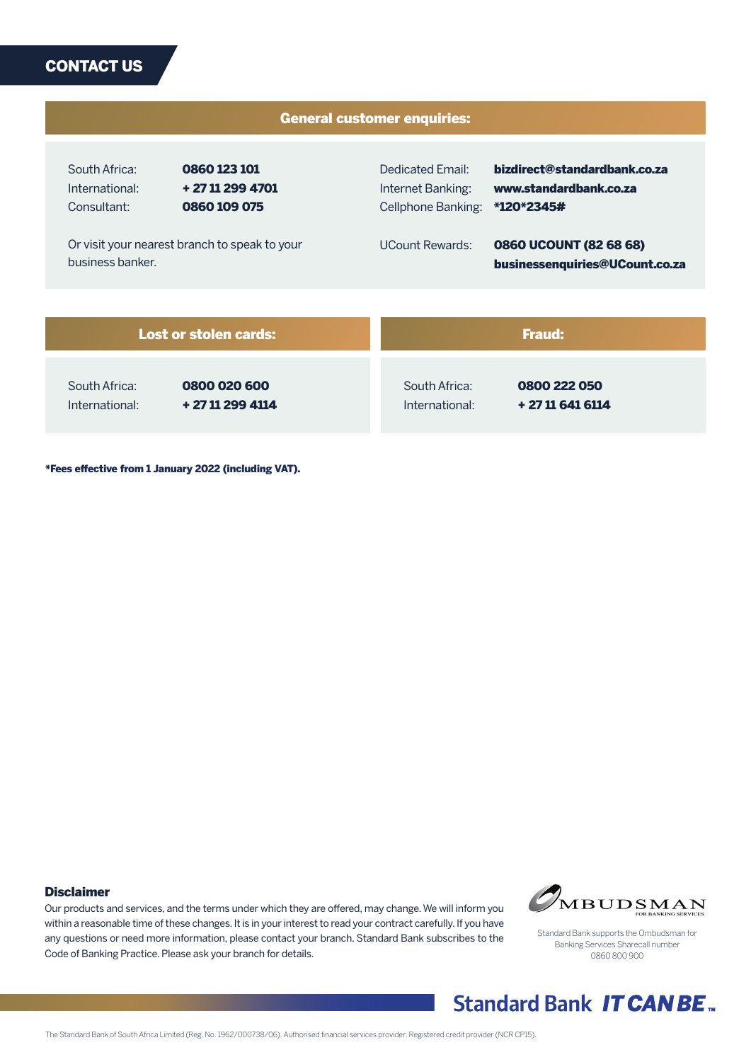## CONTACT US

### General customer enquiries:

| | | | |
|---|---|---|---|
| South Africa: | **0860 123 101** | Dedicated Email: | **bizdirect@standardbank.co.za** |
| International: | **+ 27 11 299 4701** | Internet Banking: | **www.standardbank.co.za** |
| Consultant: | **0860 109 075** | Cellphone Banking: | ***120*2345#** |

Or visit your nearest branch to speak to your business banker.

UCount Rewards: **0860 UCOUNT (82 68 68)**
**businessenquiries@UCount.co.za**

### Lost or stolen cards:

| | |
|---|---|
| South Africa: | **0800 020 600** |
| International: | **+ 27 11 299 4114** |

### Fraud:

| | |
|---|---|
| South Africa: | **0800 222 050** |
| International: | **+ 27 11 641 6114** |

***Fees effective from 1 January 2022 (including VAT).**

**Disclaimer**

Our products and services, and the terms under which they are offered, may change. We will inform you within a reasonable time of these changes. It is in your interest to read your contract carefully. If you have any questions or need more information, please contact your branch. Standard Bank subscribes to the Code of Banking Practice. Please ask your branch for details.

OMBUDSMAN FOR BANKING SERVICES

Standard Bank supports the Ombudsman for Banking Services Sharecall number 0860 800 900

Standard Bank IT CAN BE™

The Standard Bank of South Africa Limited (Reg. No. 1962/000738/06). Authorised financial services provider. Registered credit provider (NCR CP15).